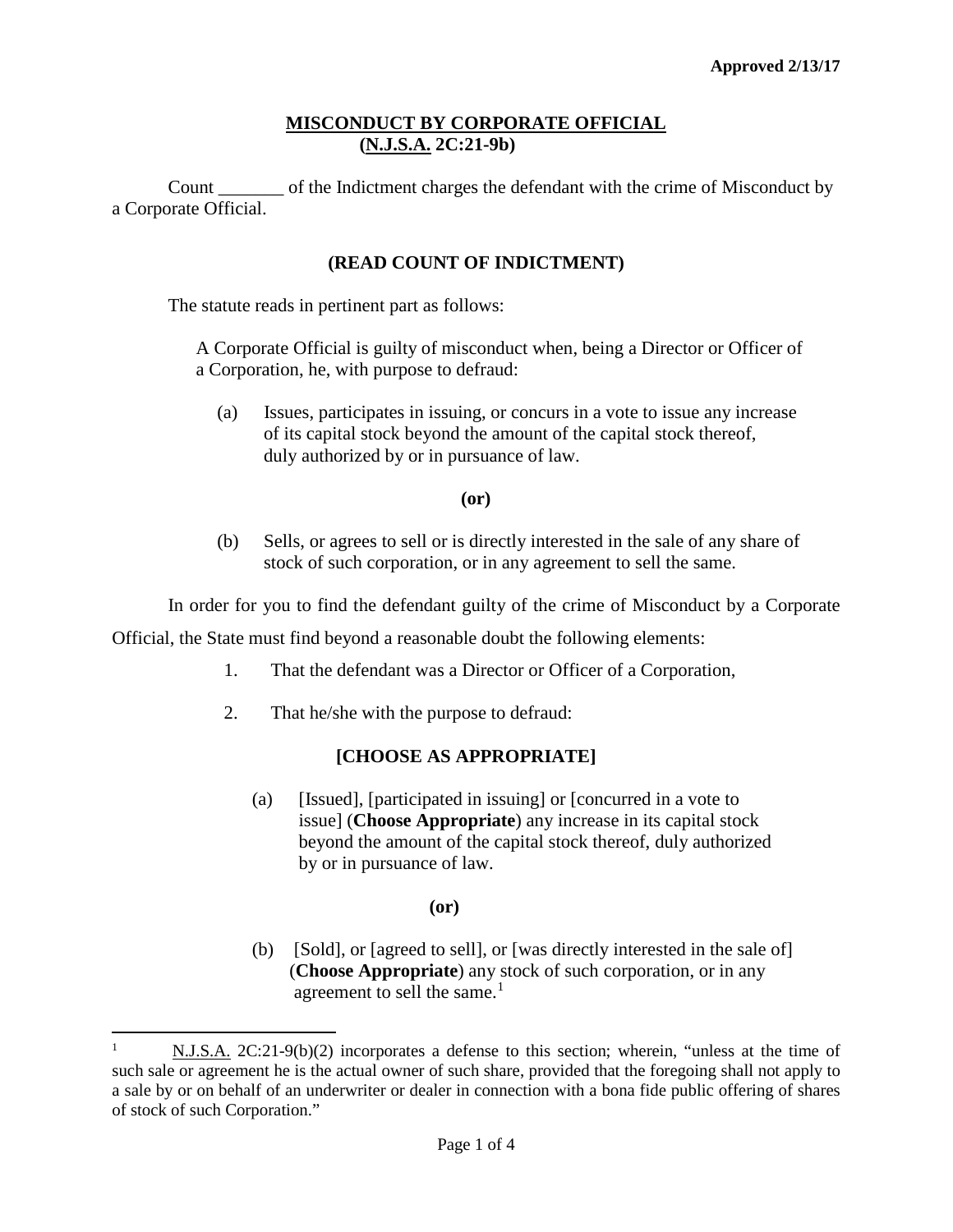**Approved 2/13/17**

# MISCONDUCT BY CORPORATE OFFICIAL (N.J.S.A. 2C:21-9b)

Count _______ of the Indictment charges the defendant with the crime of Misconduct by a Corporate Official.

**(READ COUNT OF INDICTMENT)**

The statute reads in pertinent part as follows:

> A Corporate Official is guilty of misconduct when, being a Director or Officer of a Corporation, he, with purpose to defraud:
>
> (a) Issues, participates in issuing, or concurs in a vote to issue any increase of its capital stock beyond the amount of the capital stock thereof, duly authorized by or in pursuance of law.
>
> **(or)**
>
> (b) Sells, or agrees to sell or is directly interested in the sale of any share of stock of such corporation, or in any agreement to sell the same.

In order for you to find the defendant guilty of the crime of Misconduct by a Corporate Official, the State must find beyond a reasonable doubt the following elements:

1. That the defendant was a Director or Officer of a Corporation,
2. That he/she with the purpose to defraud:

**[CHOOSE AS APPROPRIATE]**

(a) [Issued], [participated in issuing] or [concurred in a vote to issue] (**Choose Appropriate**) any increase in its capital stock beyond the amount of the capital stock thereof, duly authorized by or in pursuance of law.

**(or)**

(b) [Sold], or [agreed to sell], or [was directly interested in the sale of] (**Choose Appropriate**) any stock of such corporation, or in any agreement to sell the same.[1]

---

[1] N.J.S.A. 2C:21-9(b)(2) incorporates a defense to this section; wherein, "unless at the time of such sale or agreement he is the actual owner of such share, provided that the foregoing shall not apply to a sale by or on behalf of an underwriter or dealer in connection with a bona fide public offering of shares of stock of such Corporation."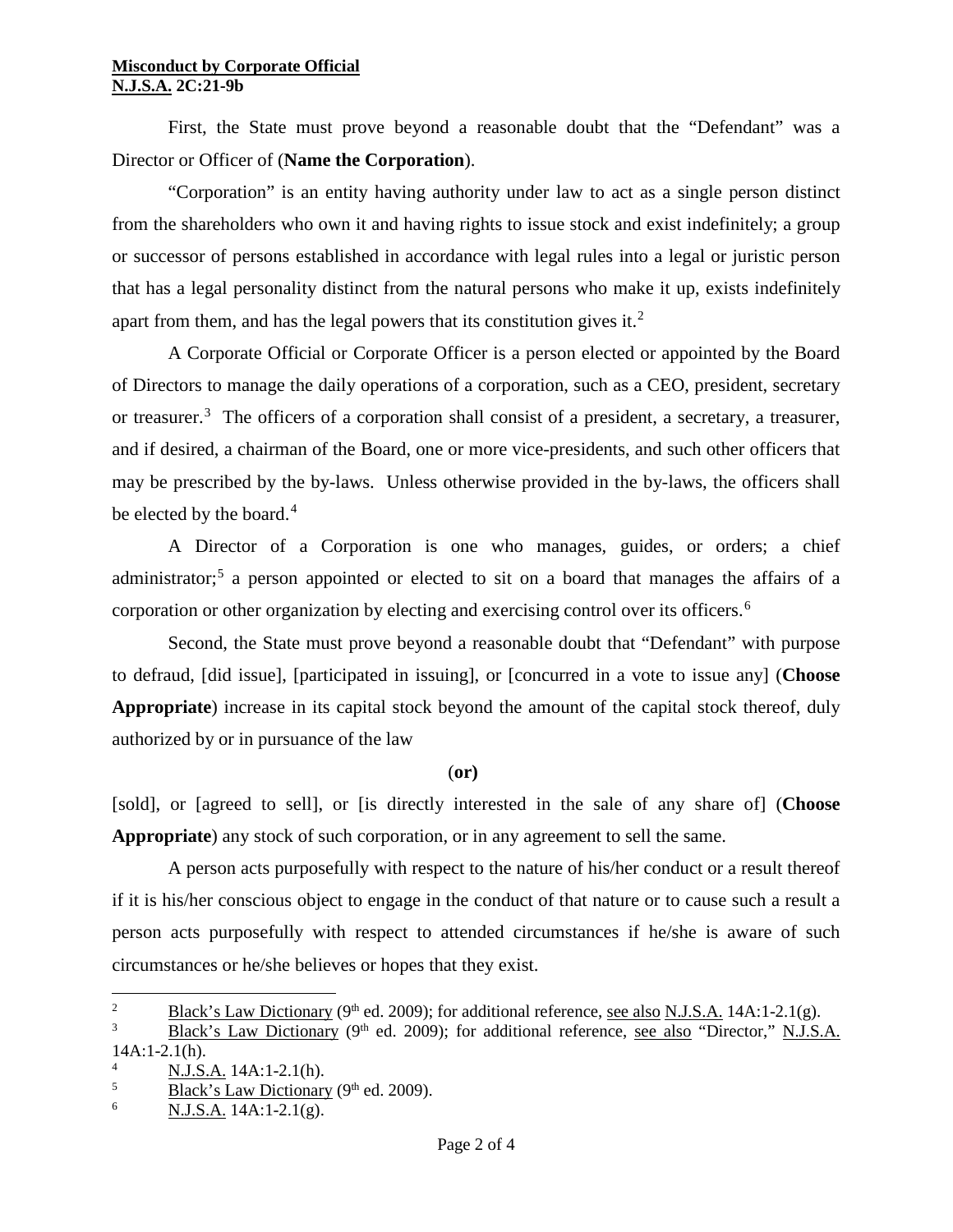**Misconduct by Corporate Official**
**N.J.S.A. 2C:21-9b**

First, the State must prove beyond a reasonable doubt that the "Defendant" was a Director or Officer of (**Name the Corporation**).

"Corporation" is an entity having authority under law to act as a single person distinct from the shareholders who own it and having rights to issue stock and exist indefinitely; a group or successor of persons established in accordance with legal rules into a legal or juristic person that has a legal personality distinct from the natural persons who make it up, exists indefinitely apart from them, and has the legal powers that its constitution gives it.[2]

A Corporate Official or Corporate Officer is a person elected or appointed by the Board of Directors to manage the daily operations of a corporation, such as a CEO, president, secretary or treasurer.[3] The officers of a corporation shall consist of a president, a secretary, a treasurer, and if desired, a chairman of the Board, one or more vice-presidents, and such other officers that may be prescribed by the by-laws. Unless otherwise provided in the by-laws, the officers shall be elected by the board.[4]

A Director of a Corporation is one who manages, guides, or orders; a chief administrator;[5] a person appointed or elected to sit on a board that manages the affairs of a corporation or other organization by electing and exercising control over its officers.[6]

Second, the State must prove beyond a reasonable doubt that "Defendant" with purpose to defraud, [did issue], [participated in issuing], or [concurred in a vote to issue any] (**Choose Appropriate**) increase in its capital stock beyond the amount of the capital stock thereof, duly authorized by or in pursuance of the law

(**or**)

[sold], or [agreed to sell], or [is directly interested in the sale of any share of] (**Choose Appropriate**) any stock of such corporation, or in any agreement to sell the same.

A person acts purposefully with respect to the nature of his/her conduct or a result thereof if it is his/her conscious object to engage in the conduct of that nature or to cause such a result a person acts purposefully with respect to attended circumstances if he/she is aware of such circumstances or he/she believes or hopes that they exist.

---

[2] Black's Law Dictionary (9th ed. 2009); for additional reference, see also N.J.S.A. 14A:1-2.1(g).

[3] Black's Law Dictionary (9th ed. 2009); for additional reference, see also "Director," N.J.S.A. 14A:1-2.1(h).

[4] N.J.S.A. 14A:1-2.1(h).

[5] Black's Law Dictionary (9th ed. 2009).

[6] N.J.S.A. 14A:1-2.1(g).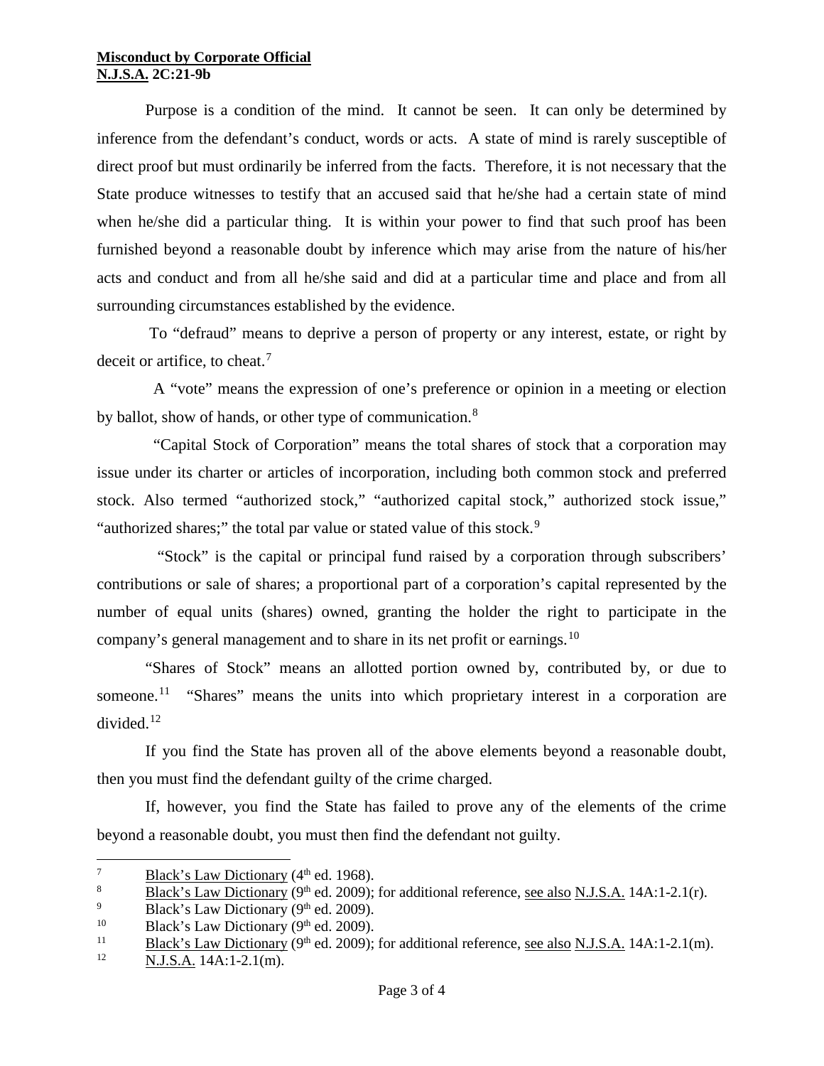**Misconduct by Corporate Official**
**N.J.S.A. 2C:21-9b**

Purpose is a condition of the mind. It cannot be seen. It can only be determined by inference from the defendant's conduct, words or acts. A state of mind is rarely susceptible of direct proof but must ordinarily be inferred from the facts. Therefore, it is not necessary that the State produce witnesses to testify that an accused said that he/she had a certain state of mind when he/she did a particular thing. It is within your power to find that such proof has been furnished beyond a reasonable doubt by inference which may arise from the nature of his/her acts and conduct and from all he/she said and did at a particular time and place and from all surrounding circumstances established by the evidence.

To "defraud" means to deprive a person of property or any interest, estate, or right by deceit or artifice, to cheat.[7]

A "vote" means the expression of one's preference or opinion in a meeting or election by ballot, show of hands, or other type of communication.[8]

"Capital Stock of Corporation" means the total shares of stock that a corporation may issue under its charter or articles of incorporation, including both common stock and preferred stock. Also termed "authorized stock," "authorized capital stock," authorized stock issue," "authorized shares;" the total par value or stated value of this stock.[9]

"Stock" is the capital or principal fund raised by a corporation through subscribers' contributions or sale of shares; a proportional part of a corporation's capital represented by the number of equal units (shares) owned, granting the holder the right to participate in the company's general management and to share in its net profit or earnings.[10]

"Shares of Stock" means an allotted portion owned by, contributed by, or due to someone.[11] "Shares" means the units into which proprietary interest in a corporation are divided.[12]

If you find the State has proven all of the above elements beyond a reasonable doubt, then you must find the defendant guilty of the crime charged.

If, however, you find the State has failed to prove any of the elements of the crime beyond a reasonable doubt, you must then find the defendant not guilty.

---

[7] Black's Law Dictionary (4th ed. 1968).

[8] Black's Law Dictionary (9th ed. 2009); for additional reference, see also N.J.S.A. 14A:1-2.1(r).

[9] Black's Law Dictionary (9th ed. 2009).

[10] Black's Law Dictionary (9th ed. 2009).

[11] Black's Law Dictionary (9th ed. 2009); for additional reference, see also N.J.S.A. 14A:1-2.1(m).

[12] N.J.S.A. 14A:1-2.1(m).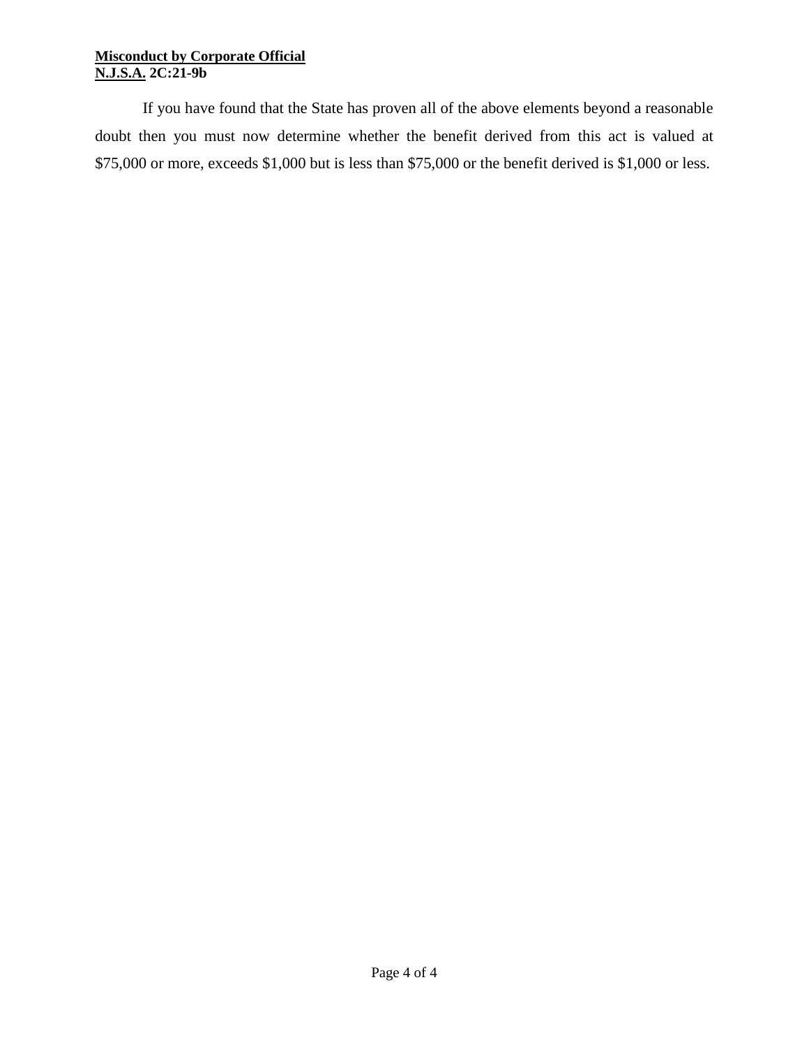If you have found that the State has proven all of the above elements beyond a reasonable doubt then you must now determine whether the benefit derived from this act is valued at $75,000 or more, exceeds $1,000 but is less than $75,000 or the benefit derived is $1,000 or less.